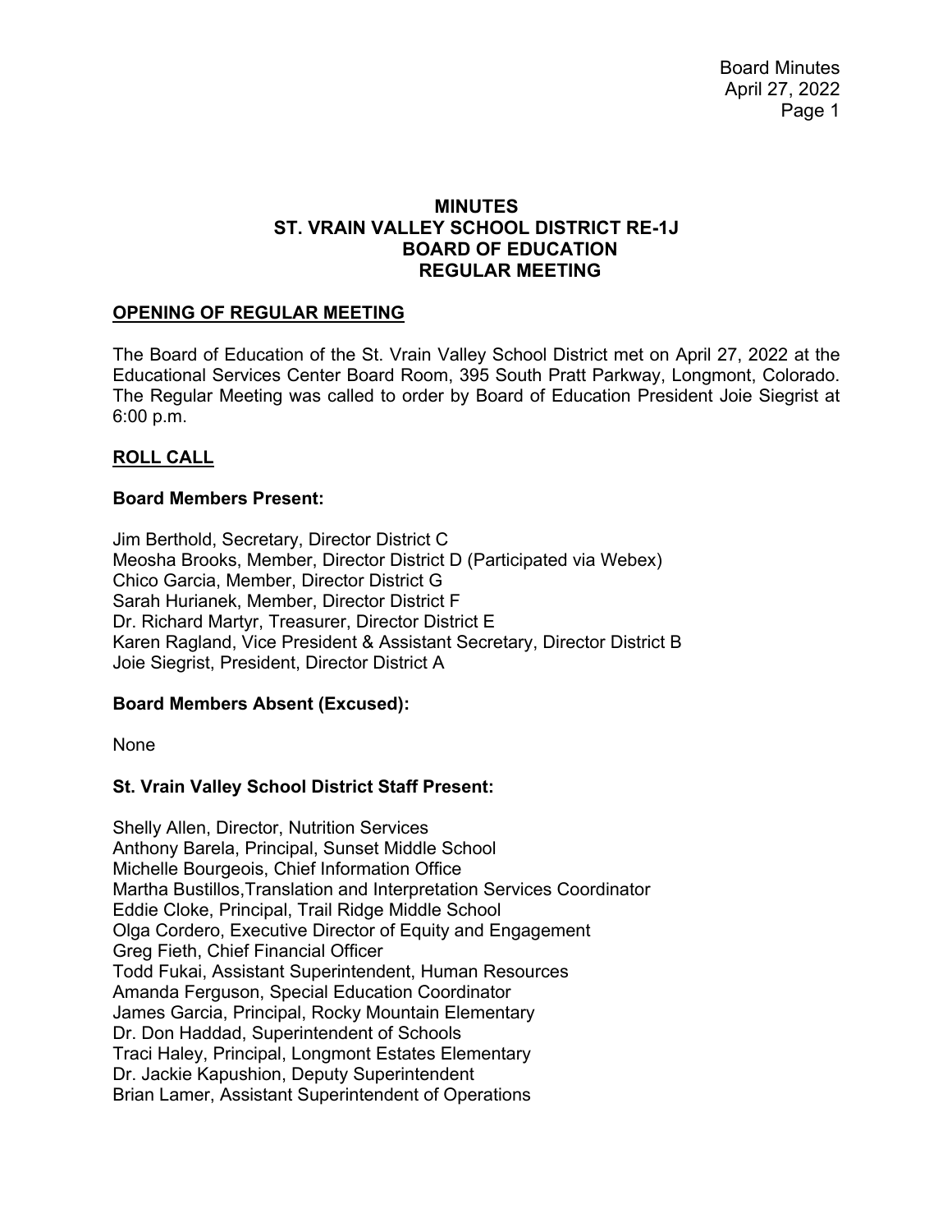# MINUTES
# ST. VRAIN VALLEY SCHOOL DISTRICT RE-1J
# BOARD OF EDUCATION
# REGULAR MEETING

## OPENING OF REGULAR MEETING

The Board of Education of the St. Vrain Valley School District met on April 27, 2022 at the Educational Services Center Board Room, 395 South Pratt Parkway, Longmont, Colorado. The Regular Meeting was called to order by Board of Education President Joie Siegrist at 6:00 p.m.

## ROLL CALL

### Board Members Present:

Jim Berthold, Secretary, Director District C
Meosha Brooks, Member, Director District D (Participated via Webex)
Chico Garcia, Member, Director District G
Sarah Hurianek, Member, Director District F
Dr. Richard Martyr, Treasurer, Director District E
Karen Ragland, Vice President & Assistant Secretary, Director District B
Joie Siegrist, President, Director District A

### Board Members Absent (Excused):

None

### St. Vrain Valley School District Staff Present:

Shelly Allen, Director, Nutrition Services
Anthony Barela, Principal, Sunset Middle School
Michelle Bourgeois, Chief Information Office
Martha Bustillos,Translation and Interpretation Services Coordinator
Eddie Cloke, Principal, Trail Ridge Middle School
Olga Cordero, Executive Director of Equity and Engagement
Greg Fieth, Chief Financial Officer
Todd Fukai, Assistant Superintendent, Human Resources
Amanda Ferguson, Special Education Coordinator
James Garcia, Principal, Rocky Mountain Elementary
Dr. Don Haddad, Superintendent of Schools
Traci Haley, Principal, Longmont Estates Elementary
Dr. Jackie Kapushion, Deputy Superintendent
Brian Lamer, Assistant Superintendent of Operations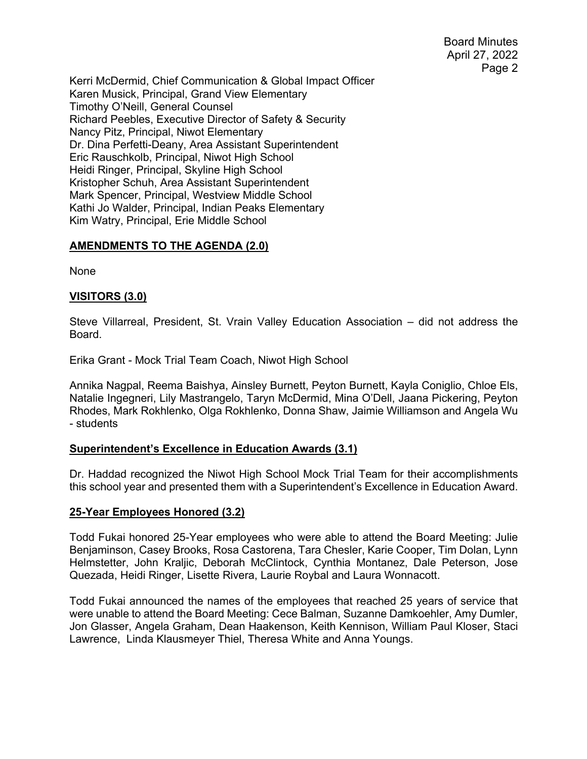Kerri McDermid, Chief Communication & Global Impact Officer
Karen Musick, Principal, Grand View Elementary
Timothy O'Neill, General Counsel
Richard Peebles, Executive Director of Safety & Security
Nancy Pitz, Principal, Niwot Elementary
Dr. Dina Perfetti-Deany, Area Assistant Superintendent
Eric Rauschkolb, Principal, Niwot High School
Heidi Ringer, Principal, Skyline High School
Kristopher Schuh, Area Assistant Superintendent
Mark Spencer, Principal, Westview Middle School
Kathi Jo Walder, Principal, Indian Peaks Elementary
Kim Watry, Principal, Erie Middle School

## AMENDMENTS TO THE AGENDA (2.0)

None

## VISITORS (3.0)

Steve Villarreal, President, St. Vrain Valley Education Association – did not address the Board.

Erika Grant - Mock Trial Team Coach, Niwot High School

Annika Nagpal, Reema Baishya, Ainsley Burnett, Peyton Burnett, Kayla Coniglio, Chloe Els, Natalie Ingegneri, Lily Mastrangelo, Taryn McDermid, Mina O'Dell, Jaana Pickering, Peyton Rhodes, Mark Rokhlenko, Olga Rokhlenko, Donna Shaw, Jaimie Williamson and Angela Wu - students

## Superintendent's Excellence in Education Awards (3.1)

Dr. Haddad recognized the Niwot High School Mock Trial Team for their accomplishments this school year and presented them with a Superintendent's Excellence in Education Award.

## 25-Year Employees Honored (3.2)

Todd Fukai honored 25-Year employees who were able to attend the Board Meeting: Julie Benjaminson, Casey Brooks, Rosa Castorena, Tara Chesler, Karie Cooper, Tim Dolan, Lynn Helmstetter, John Kraljic, Deborah McClintock, Cynthia Montanez, Dale Peterson, Jose Quezada, Heidi Ringer, Lisette Rivera, Laurie Roybal and Laura Wonnacott.

Todd Fukai announced the names of the employees that reached 25 years of service that were unable to attend the Board Meeting: Cece Balman, Suzanne Damkoehler, Amy Dumler, Jon Glasser, Angela Graham, Dean Haakenson, Keith Kennison, William Paul Kloser, Staci Lawrence, Linda Klausmeyer Thiel, Theresa White and Anna Youngs.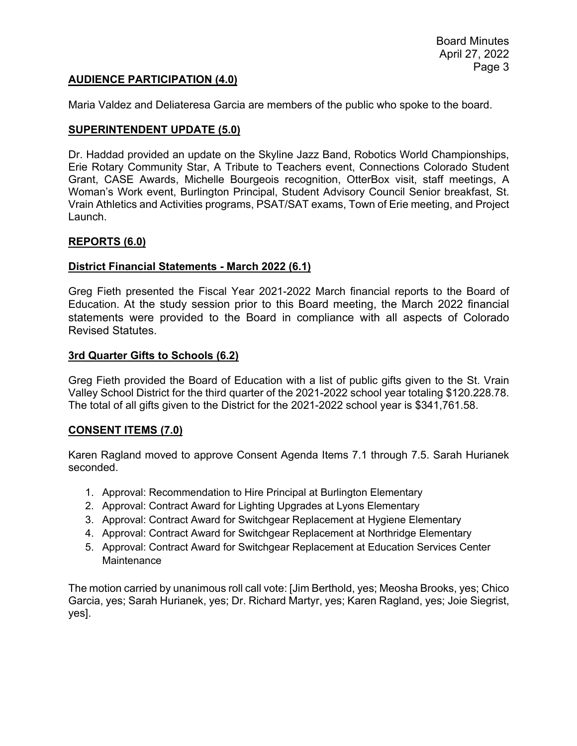## AUDIENCE PARTICIPATION (4.0)

Maria Valdez and Deliateresa Garcia are members of the public who spoke to the board.

## SUPERINTENDENT UPDATE (5.0)

Dr. Haddad provided an update on the Skyline Jazz Band, Robotics World Championships, Erie Rotary Community Star, A Tribute to Teachers event, Connections Colorado Student Grant, CASE Awards, Michelle Bourgeois recognition, OtterBox visit, staff meetings, A Woman's Work event, Burlington Principal, Student Advisory Council Senior breakfast, St. Vrain Athletics and Activities programs, PSAT/SAT exams, Town of Erie meeting, and Project Launch.

## REPORTS (6.0)

### District Financial Statements - March 2022 (6.1)

Greg Fieth presented the Fiscal Year 2021-2022 March financial reports to the Board of Education. At the study session prior to this Board meeting, the March 2022 financial statements were provided to the Board in compliance with all aspects of Colorado Revised Statutes.

### 3rd Quarter Gifts to Schools (6.2)

Greg Fieth provided the Board of Education with a list of public gifts given to the St. Vrain Valley School District for the third quarter of the 2021-2022 school year totaling $120.228.78. The total of all gifts given to the District for the 2021-2022 school year is $341,761.58.

## CONSENT ITEMS (7.0)

Karen Ragland moved to approve Consent Agenda Items 7.1 through 7.5. Sarah Hurianek seconded.

1. Approval: Recommendation to Hire Principal at Burlington Elementary
2. Approval: Contract Award for Lighting Upgrades at Lyons Elementary
3. Approval: Contract Award for Switchgear Replacement at Hygiene Elementary
4. Approval: Contract Award for Switchgear Replacement at Northridge Elementary
5. Approval: Contract Award for Switchgear Replacement at Education Services Center Maintenance

The motion carried by unanimous roll call vote: [Jim Berthold, yes; Meosha Brooks, yes; Chico Garcia, yes; Sarah Hurianek, yes; Dr. Richard Martyr, yes; Karen Ragland, yes; Joie Siegrist, yes].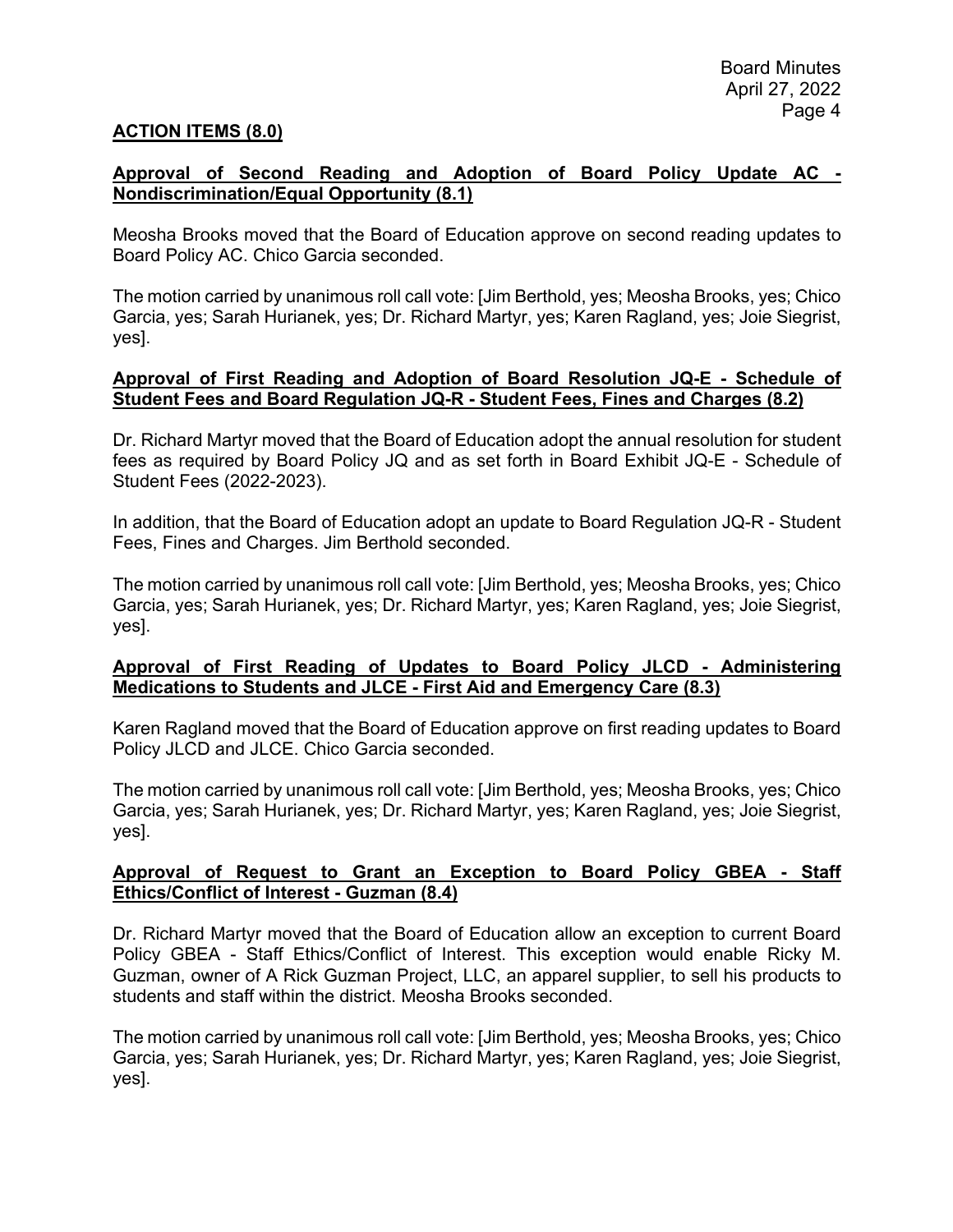## ACTION ITEMS (8.0)

### Approval of Second Reading and Adoption of Board Policy Update AC - Nondiscrimination/Equal Opportunity (8.1)

Meosha Brooks moved that the Board of Education approve on second reading updates to Board Policy AC. Chico Garcia seconded.

The motion carried by unanimous roll call vote: [Jim Berthold, yes; Meosha Brooks, yes; Chico Garcia, yes; Sarah Hurianek, yes; Dr. Richard Martyr, yes; Karen Ragland, yes; Joie Siegrist, yes].

### Approval of First Reading and Adoption of Board Resolution JQ-E - Schedule of Student Fees and Board Regulation JQ-R - Student Fees, Fines and Charges (8.2)

Dr. Richard Martyr moved that the Board of Education adopt the annual resolution for student fees as required by Board Policy JQ and as set forth in Board Exhibit JQ-E - Schedule of Student Fees (2022-2023).

In addition, that the Board of Education adopt an update to Board Regulation JQ-R - Student Fees, Fines and Charges. Jim Berthold seconded.

The motion carried by unanimous roll call vote: [Jim Berthold, yes; Meosha Brooks, yes; Chico Garcia, yes; Sarah Hurianek, yes; Dr. Richard Martyr, yes; Karen Ragland, yes; Joie Siegrist, yes].

### Approval of First Reading of Updates to Board Policy JLCD - Administering Medications to Students and JLCE - First Aid and Emergency Care (8.3)

Karen Ragland moved that the Board of Education approve on first reading updates to Board Policy JLCD and JLCE. Chico Garcia seconded.

The motion carried by unanimous roll call vote: [Jim Berthold, yes; Meosha Brooks, yes; Chico Garcia, yes; Sarah Hurianek, yes; Dr. Richard Martyr, yes; Karen Ragland, yes; Joie Siegrist, yes].

### Approval of Request to Grant an Exception to Board Policy GBEA - Staff Ethics/Conflict of Interest - Guzman (8.4)

Dr. Richard Martyr moved that the Board of Education allow an exception to current Board Policy GBEA - Staff Ethics/Conflict of Interest. This exception would enable Ricky M. Guzman, owner of A Rick Guzman Project, LLC, an apparel supplier, to sell his products to students and staff within the district. Meosha Brooks seconded.

The motion carried by unanimous roll call vote: [Jim Berthold, yes; Meosha Brooks, yes; Chico Garcia, yes; Sarah Hurianek, yes; Dr. Richard Martyr, yes; Karen Ragland, yes; Joie Siegrist, yes].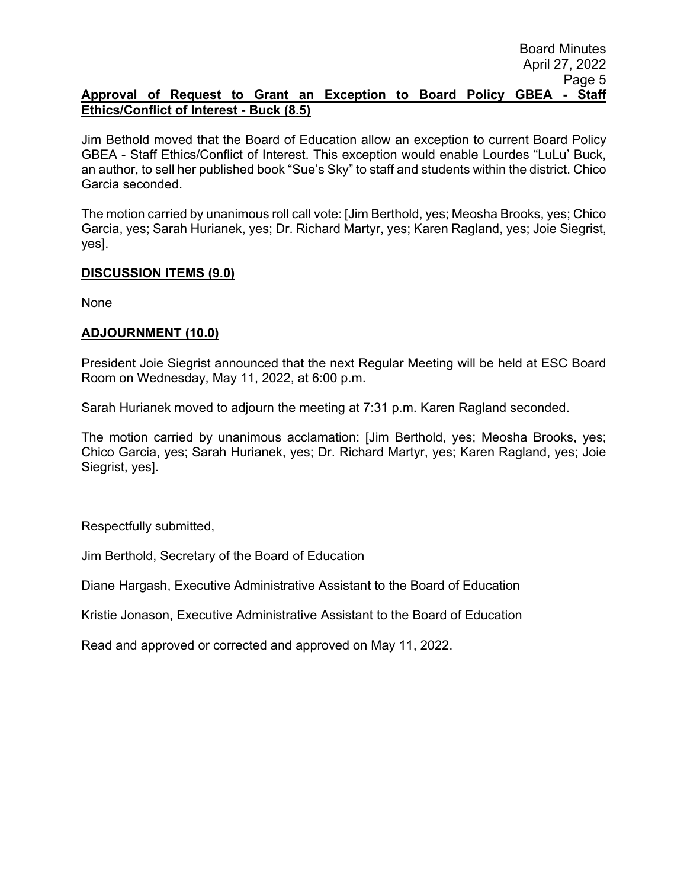**Approval of Request to Grant an Exception to Board Policy GBEA - Staff Ethics/Conflict of Interest - Buck (8.5)**

Jim Bethold moved that the Board of Education allow an exception to current Board Policy GBEA - Staff Ethics/Conflict of Interest. This exception would enable Lourdes "LuLu' Buck, an author, to sell her published book "Sue's Sky" to staff and students within the district. Chico Garcia seconded.

The motion carried by unanimous roll call vote: [Jim Berthold, yes; Meosha Brooks, yes; Chico Garcia, yes; Sarah Hurianek, yes; Dr. Richard Martyr, yes; Karen Ragland, yes; Joie Siegrist, yes].

**DISCUSSION ITEMS (9.0)**

None

**ADJOURNMENT (10.0)**

President Joie Siegrist announced that the next Regular Meeting will be held at ESC Board Room on Wednesday, May 11, 2022, at 6:00 p.m.

Sarah Hurianek moved to adjourn the meeting at 7:31 p.m. Karen Ragland seconded.

The motion carried by unanimous acclamation: [Jim Berthold, yes; Meosha Brooks, yes; Chico Garcia, yes; Sarah Hurianek, yes; Dr. Richard Martyr, yes; Karen Ragland, yes; Joie Siegrist, yes].

Respectfully submitted,

Jim Berthold, Secretary of the Board of Education

Diane Hargash, Executive Administrative Assistant to the Board of Education

Kristie Jonason, Executive Administrative Assistant to the Board of Education

Read and approved or corrected and approved on May 11, 2022.